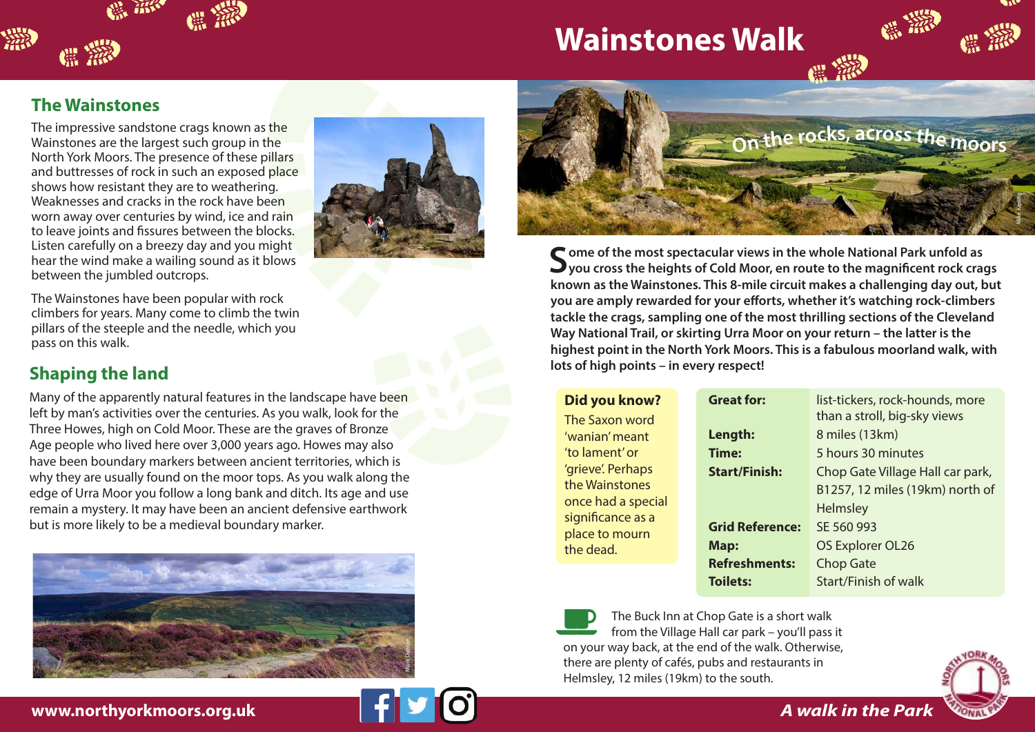# Wainstones Walk

## The Wainstones

The impressive sandstone crags known as the Wainstones are the largest such group in the North York Moors. The presence of these pillars and buttresses of rock in such an exposed place shows how resistant they are to weathering. Weaknesses and cracks in the rock have been worn away over centuries by wind, ice and rain to leave joints and fissures between the blocks. Listen carefully on a breezy day and you might hear the wind make a wailing sound as it blows between the jumbled outcrops.

The Wainstones have been popular with rock climbers for years. Many come to climb the twin pillars of the steeple and the needle, which you pass on this walk.

## Shaping the land

Many of the apparently natural features in the landscape have been left by man's activities over the centuries. As you walk, look for the Three Howes, high on Cold Moor. These are the graves of Bronze Age people who lived here over 3,000 years ago. Howes may also have been boundary markers between ancient territories, which is why they are usually found on the moor tops. As you walk along the edge of Urra Moor you follow a long bank and ditch. Its age and use remain a mystery. It may have been an ancient defensive earthwork but is more likely to be a medieval boundary marker.

Mark Denton

On the rocks, across the moors

Mike Kipling

**Some of the most spectacular views in the whole National Park unfold as you cross the heights of Cold Moor, en route to the magnificent rock crags known as the Wainstones. This 8-mile circuit makes a challenging day out, but you are amply rewarded for your efforts, whether it's watching rock-climbers tackle the crags, sampling one of the most thrilling sections of the Cleveland Way National Trail, or skirting Urra Moor on your return – the latter is the highest point in the North York Moors. This is a fabulous moorland walk, with lots of high points – in every respect!**

**Did you know?**
The Saxon word 'wanian' meant 'to lament' or 'grieve'. Perhaps the Wainstones once had a special significance as a place to mourn the dead.

| | |
|---|---|
| **Great for:** | list-tickers, rock-hounds, more than a stroll, big-sky views |
| **Length:** | 8 miles (13km) |
| **Time:** | 5 hours 30 minutes |
| **Start/Finish:** | Chop Gate Village Hall car park, B1257, 12 miles (19km) north of Helmsley |
| **Grid Reference:** | SE 560 993 |
| **Map:** | OS Explorer OL26 |
| **Refreshments:** | Chop Gate |
| **Toilets:** | Start/Finish of walk |

The Buck Inn at Chop Gate is a short walk from the Village Hall car park – you'll pass it on your way back, at the end of the walk. Otherwise, there are plenty of cafés, pubs and restaurants in Helmsley, 12 miles (19km) to the south.

www.northyorkmoors.org.uk

*A walk in the Park*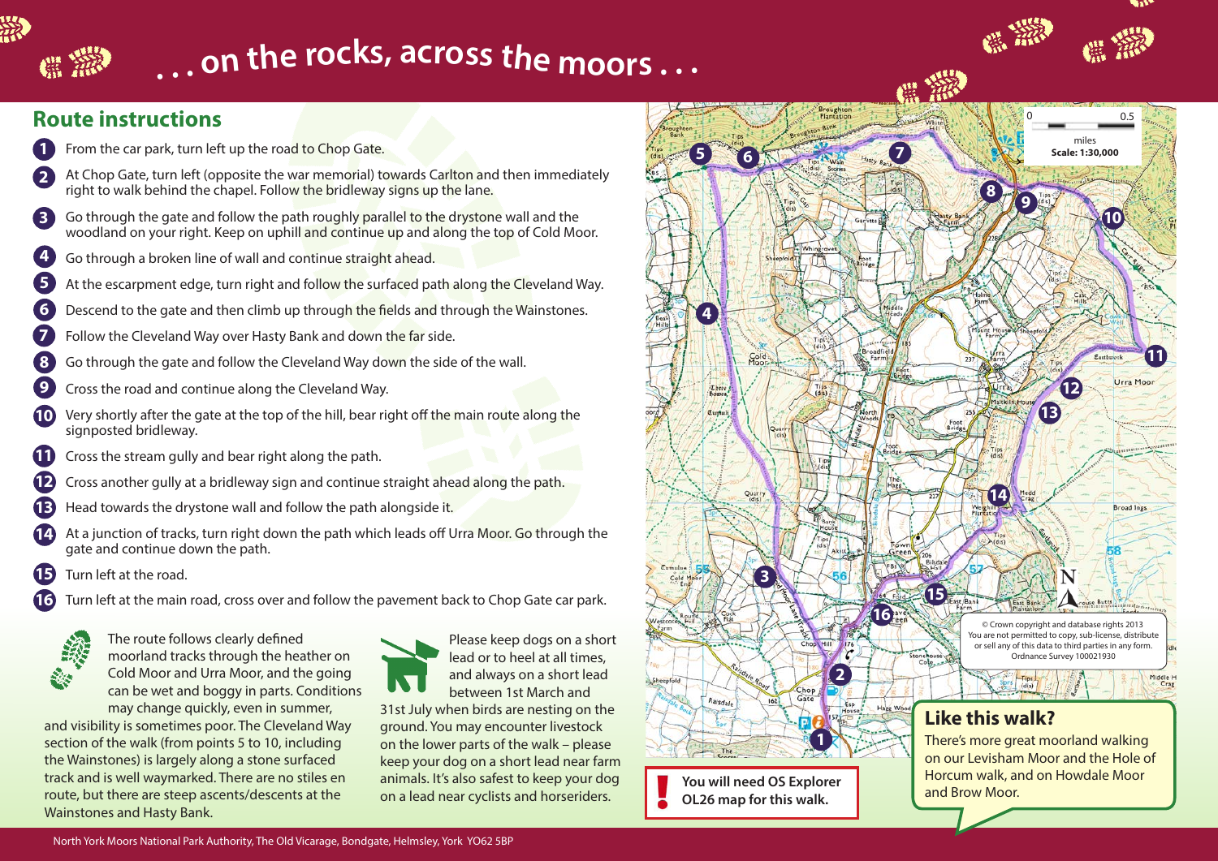# . . . on the rocks, across the moors . . .

## Route instructions

1. From the car park, turn left up the road to Chop Gate.
2. At Chop Gate, turn left (opposite the war memorial) towards Carlton and then immediately right to walk behind the chapel. Follow the bridleway signs up the lane.
3. Go through the gate and follow the path roughly parallel to the drystone wall and the woodland on your right. Keep on uphill and continue up and along the top of Cold Moor.
4. Go through a broken line of wall and continue straight ahead.
5. At the escarpment edge, turn right and follow the surfaced path along the Cleveland Way.
6. Descend to the gate and then climb up through the fields and through the Wainstones.
7. Follow the Cleveland Way over Hasty Bank and down the far side.
8. Go through the gate and follow the Cleveland Way down the side of the wall.
9. Cross the road and continue along the Cleveland Way.
10. Very shortly after the gate at the top of the hill, bear right off the main route along the signposted bridleway.
11. Cross the stream gully and bear right along the path.
12. Cross another gully at a bridleway sign and continue straight ahead along the path.
13. Head towards the drystone wall and follow the path alongside it.
14. At a junction of tracks, turn right down the path which leads off Urra Moor. Go through the gate and continue down the path.
15. Turn left at the road.
16. Turn left at the main road, cross over and follow the pavement back to Chop Gate car park.

The route follows clearly defined moorland tracks through the heather on Cold Moor and Urra Moor, and the going can be wet and boggy in parts. Conditions may change quickly, even in summer, and visibility is sometimes poor. The Cleveland Way section of the walk (from points 5 to 10, including the Wainstones) is largely along a stone surfaced track and is well waymarked. There are no stiles en route, but there are steep ascents/descents at the Wainstones and Hasty Bank.

Please keep dogs on a short lead or to heel at all times, and always on a short lead between 1st March and 31st July when birds are nesting on the ground. You may encounter livestock on the lower parts of the walk – please keep your dog on a short lead near farm animals. It's also safest to keep your dog on a lead near cyclists and horseriders.

0 0.5
miles
Scale: 1:30,000

© Crown copyright and database rights 2013
You are not permitted to copy, sub-license, distribute or sell any of this data to third parties in any form.
Ordnance Survey 100021930

**You will need OS Explorer OL26 map for this walk.**

## Like this walk?

There's more great moorland walking on our Levisham Moor and the Hole of Horcum walk, and on Howdale Moor and Brow Moor.

North York Moors National Park Authority, The Old Vicarage, Bondgate, Helmsley, York YO62 5BP